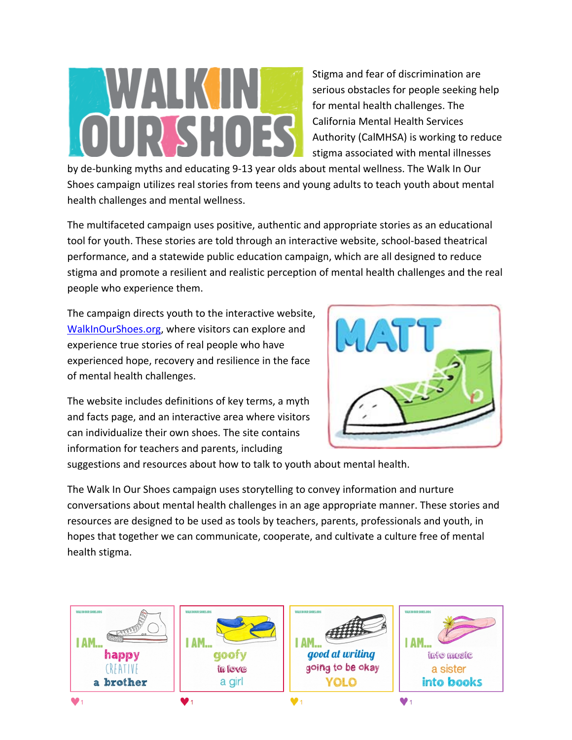# WALK IN OUR SHOES

Stigma and fear of discrimination are serious obstacles for people seeking help for mental health challenges. The California Mental Health Services Authority (CalMHSA) is working to reduce stigma associated with mental illnesses by de-bunking myths and educating 9-13 year olds about mental wellness. The Walk In Our Shoes campaign utilizes real stories from teens and young adults to teach youth about mental health challenges and mental wellness.

The multifaceted campaign uses positive, authentic and appropriate stories as an educational tool for youth. These stories are told through an interactive website, school-based theatrical performance, and a statewide public education campaign, which are all designed to reduce stigma and promote a resilient and realistic perception of mental health challenges and the real people who experience them.

The campaign directs youth to the interactive website, [WalkInOurShoes.org](WalkInOurShoes.org), where visitors can explore and experience true stories of real people who have experienced hope, recovery and resilience in the face of mental health challenges.

The website includes definitions of key terms, a myth and facts page, and an interactive area where visitors can individualize their own shoes. The site contains information for teachers and parents, including suggestions and resources about how to talk to youth about mental health.

The Walk In Our Shoes campaign uses storytelling to convey information and nurture conversations about mental health challenges in an age appropriate manner. These stories and resources are designed to be used as tools by teachers, parents, professionals and youth, in hopes that together we can communicate, cooperate, and cultivate a culture free of mental health stigma.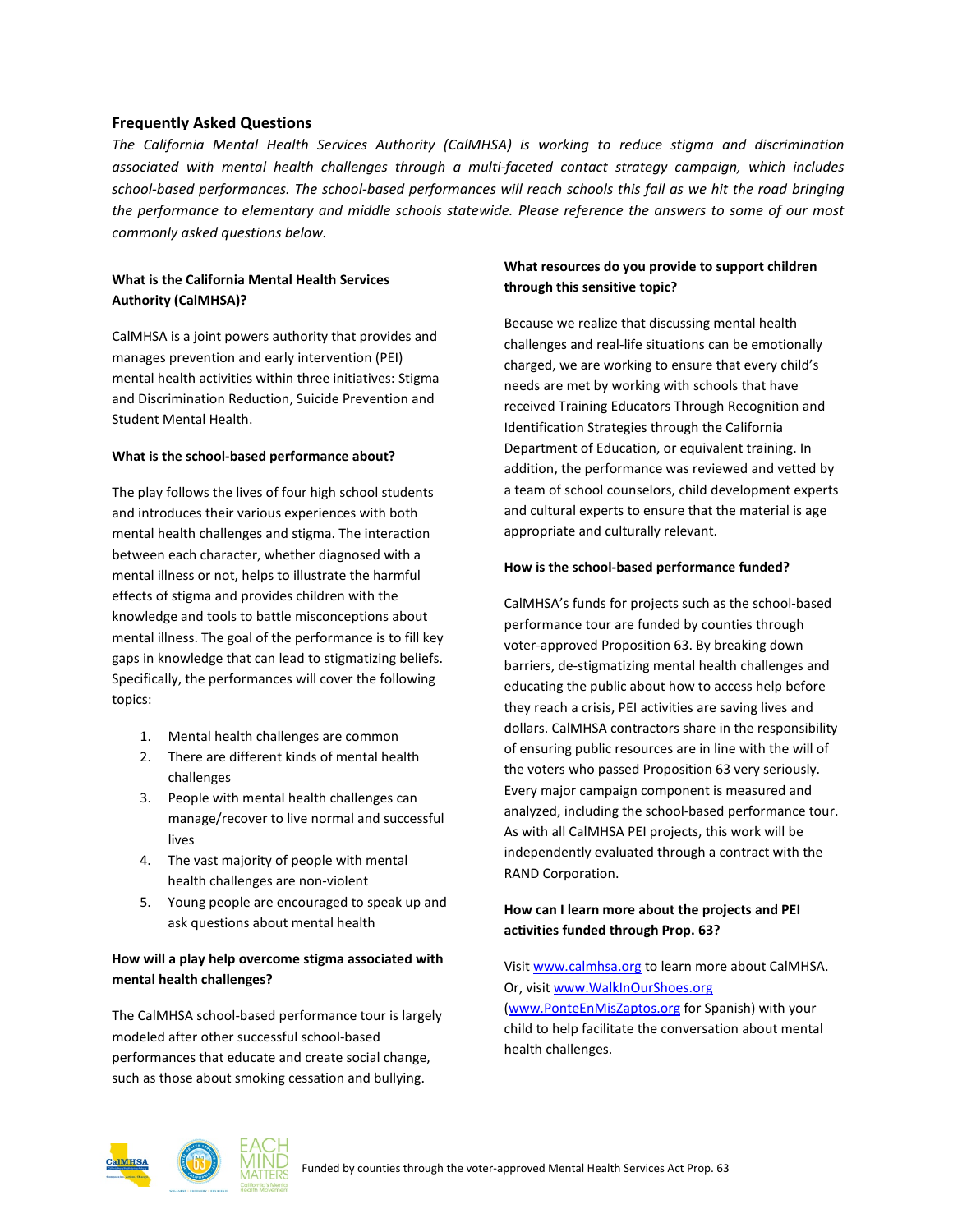## Frequently Asked Questions

*The California Mental Health Services Authority (CalMHSA) is working to reduce stigma and discrimination associated with mental health challenges through a multi-faceted contact strategy campaign, which includes school-based performances. The school-based performances will reach schools this fall as we hit the road bringing the performance to elementary and middle schools statewide. Please reference the answers to some of our most commonly asked questions below.*

**What is the California Mental Health Services Authority (CalMHSA)?**

CalMHSA is a joint powers authority that provides and manages prevention and early intervention (PEI) mental health activities within three initiatives: Stigma and Discrimination Reduction, Suicide Prevention and Student Mental Health.

**What is the school-based performance about?**

The play follows the lives of four high school students and introduces their various experiences with both mental health challenges and stigma. The interaction between each character, whether diagnosed with a mental illness or not, helps to illustrate the harmful effects of stigma and provides children with the knowledge and tools to battle misconceptions about mental illness. The goal of the performance is to fill key gaps in knowledge that can lead to stigmatizing beliefs. Specifically, the performances will cover the following topics:

1. Mental health challenges are common
2. There are different kinds of mental health challenges
3. People with mental health challenges can manage/recover to live normal and successful lives
4. The vast majority of people with mental health challenges are non-violent
5. Young people are encouraged to speak up and ask questions about mental health

**How will a play help overcome stigma associated with mental health challenges?**

The CalMHSA school-based performance tour is largely modeled after other successful school-based performances that educate and create social change, such as those about smoking cessation and bullying.

**What resources do you provide to support children through this sensitive topic?**

Because we realize that discussing mental health challenges and real-life situations can be emotionally charged, we are working to ensure that every child's needs are met by working with schools that have received Training Educators Through Recognition and Identification Strategies through the California Department of Education, or equivalent training. In addition, the performance was reviewed and vetted by a team of school counselors, child development experts and cultural experts to ensure that the material is age appropriate and culturally relevant.

**How is the school-based performance funded?**

CalMHSA's funds for projects such as the school-based performance tour are funded by counties through voter-approved Proposition 63. By breaking down barriers, de-stigmatizing mental health challenges and educating the public about how to access help before they reach a crisis, PEI activities are saving lives and dollars. CalMHSA contractors share in the responsibility of ensuring public resources are in line with the will of the voters who passed Proposition 63 very seriously. Every major campaign component is measured and analyzed, including the school-based performance tour. As with all CalMHSA PEI projects, this work will be independently evaluated through a contract with the RAND Corporation.

**How can I learn more about the projects and PEI activities funded through Prop. 63?**

Visit [www.calmhsa.org](http://www.calmhsa.org) to learn more about CalMHSA. Or, visit [www.WalkInOurShoes.org](http://www.WalkInOurShoes.org) ([www.PonteEnMisZaptos.org](http://www.PonteEnMisZaptos.org) for Spanish) with your child to help facilitate the conversation about mental health challenges.

Funded by counties through the voter-approved Mental Health Services Act Prop. 63